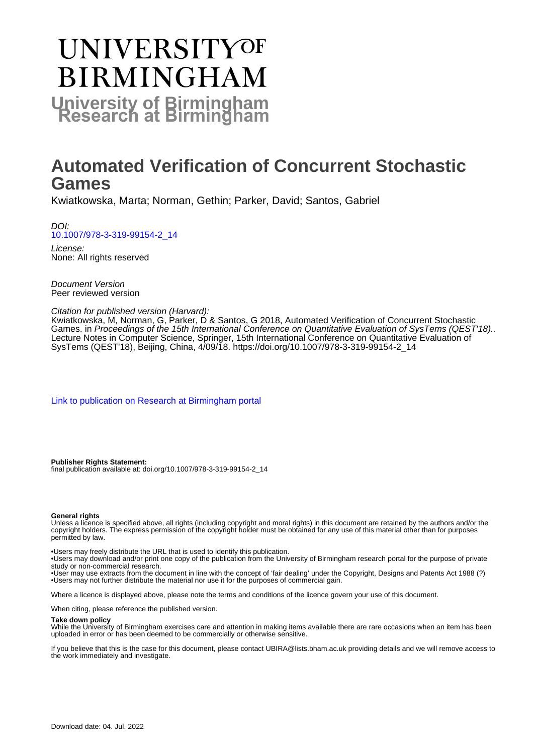# UNIVERSITY OF BIRMINGHAM

**University of Birmingham Research at Birmingham**

# Automated Verification of Concurrent Stochastic Games

Kwiatkowska, Marta; Norman, Gethin; Parker, David; Santos, Gabriel

*DOI:*
10.1007/978-3-319-99154-2_14

*License:*
None: All rights reserved

*Document Version*
Peer reviewed version

*Citation for published version (Harvard):*
Kwiatkowska, M, Norman, G, Parker, D & Santos, G 2018, Automated Verification of Concurrent Stochastic Games. in *Proceedings of the 15th International Conference on Quantitative Evaluation of SysTems (QEST'18).*. Lecture Notes in Computer Science, Springer, 15th International Conference on Quantitative Evaluation of SysTems (QEST'18), Beijing, China, 4/09/18. https://doi.org/10.1007/978-3-319-99154-2_14

Link to publication on Research at Birmingham portal

**Publisher Rights Statement:**
final publication available at: doi.org/10.1007/978-3-319-99154-2_14

**General rights**
Unless a licence is specified above, all rights (including copyright and moral rights) in this document are retained by the authors and/or the copyright holders. The express permission of the copyright holder must be obtained for any use of this material other than for purposes permitted by law.

•Users may freely distribute the URL that is used to identify this publication.
•Users may download and/or print one copy of the publication from the University of Birmingham research portal for the purpose of private study or non-commercial research.
•User may use extracts from the document in line with the concept of 'fair dealing' under the Copyright, Designs and Patents Act 1988 (?)
•Users may not further distribute the material nor use it for the purposes of commercial gain.

Where a licence is displayed above, please note the terms and conditions of the licence govern your use of this document.

When citing, please reference the published version.

**Take down policy**
While the University of Birmingham exercises care and attention in making items available there are rare occasions when an item has been uploaded in error or has been deemed to be commercially or otherwise sensitive.

If you believe that this is the case for this document, please contact UBIRA@lists.bham.ac.uk providing details and we will remove access to the work immediately and investigate.

Download date: 04. Jul. 2022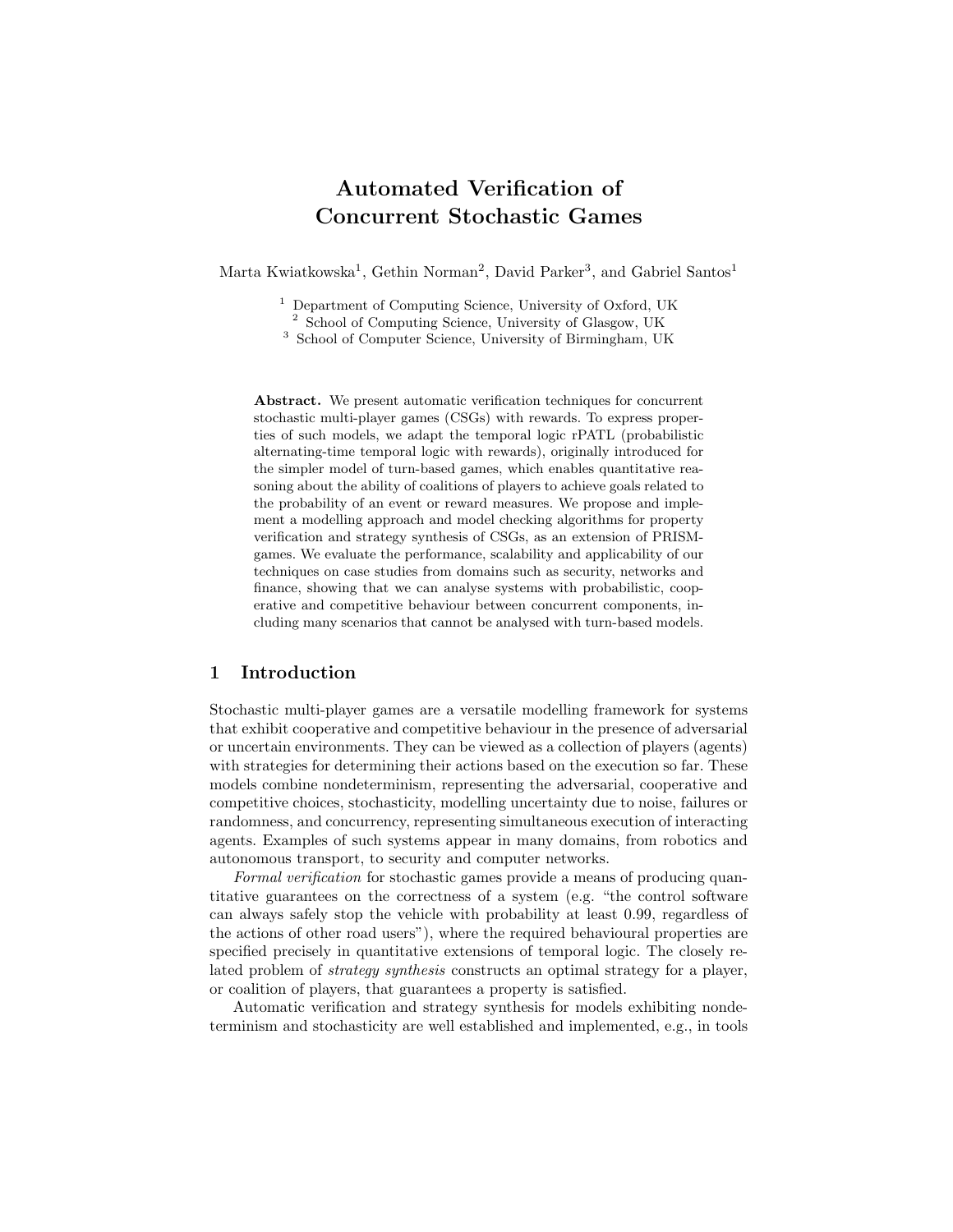# Automated Verification of Concurrent Stochastic Games

Marta Kwiatkowska[1], Gethin Norman[2], David Parker[3], and Gabriel Santos[1]

[1] Department of Computing Science, University of Oxford, UK
[2] School of Computing Science, University of Glasgow, UK
[3] School of Computer Science, University of Birmingham, UK

**Abstract.** We present automatic verification techniques for concurrent stochastic multi-player games (CSGs) with rewards. To express properties of such models, we adapt the temporal logic rPATL (probabilistic alternating-time temporal logic with rewards), originally introduced for the simpler model of turn-based games, which enables quantitative reasoning about the ability of coalitions of players to achieve goals related to the probability of an event or reward measures. We propose and implement a modelling approach and model checking algorithms for property verification and strategy synthesis of CSGs, as an extension of PRISM-games. We evaluate the performance, scalability and applicability of our techniques on case studies from domains such as security, networks and finance, showing that we can analyse systems with probabilistic, cooperative and competitive behaviour between concurrent components, including many scenarios that cannot be analysed with turn-based models.

## 1 Introduction

Stochastic multi-player games are a versatile modelling framework for systems that exhibit cooperative and competitive behaviour in the presence of adversarial or uncertain environments. They can be viewed as a collection of players (agents) with strategies for determining their actions based on the execution so far. These models combine nondeterminism, representing the adversarial, cooperative and competitive choices, stochasticity, modelling uncertainty due to noise, failures or randomness, and concurrency, representing simultaneous execution of interacting agents. Examples of such systems appear in many domains, from robotics and autonomous transport, to security and computer networks.

*Formal verification* for stochastic games provide a means of producing quantitative guarantees on the correctness of a system (e.g. "the control software can always safely stop the vehicle with probability at least 0.99, regardless of the actions of other road users"), where the required behavioural properties are specified precisely in quantitative extensions of temporal logic. The closely related problem of *strategy synthesis* constructs an optimal strategy for a player, or coalition of players, that guarantees a property is satisfied.

Automatic verification and strategy synthesis for models exhibiting nondeterminism and stochasticity are well established and implemented, e.g., in tools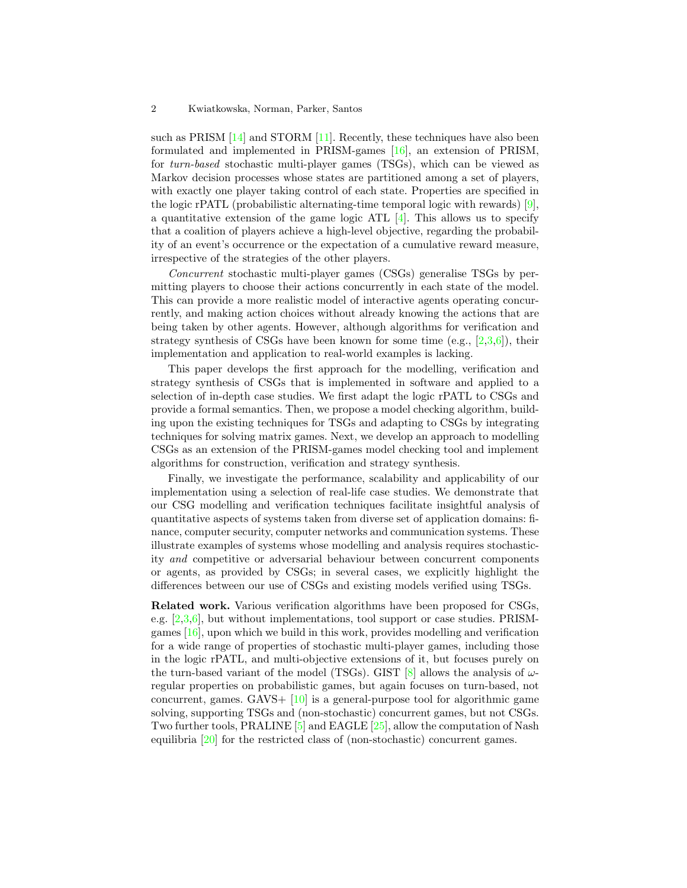such as PRISM [14] and STORM [11]. Recently, these techniques have also been formulated and implemented in PRISM-games [16], an extension of PRISM, for *turn-based* stochastic multi-player games (TSGs), which can be viewed as Markov decision processes whose states are partitioned among a set of players, with exactly one player taking control of each state. Properties are specified in the logic rPATL (probabilistic alternating-time temporal logic with rewards) [9], a quantitative extension of the game logic ATL [4]. This allows us to specify that a coalition of players achieve a high-level objective, regarding the probability of an event's occurrence or the expectation of a cumulative reward measure, irrespective of the strategies of the other players.

*Concurrent* stochastic multi-player games (CSGs) generalise TSGs by permitting players to choose their actions concurrently in each state of the model. This can provide a more realistic model of interactive agents operating concurrently, and making action choices without already knowing the actions that are being taken by other agents. However, although algorithms for verification and strategy synthesis of CSGs have been known for some time (e.g., [2,3,6]), their implementation and application to real-world examples is lacking.

This paper develops the first approach for the modelling, verification and strategy synthesis of CSGs that is implemented in software and applied to a selection of in-depth case studies. We first adapt the logic rPATL to CSGs and provide a formal semantics. Then, we propose a model checking algorithm, building upon the existing techniques for TSGs and adapting to CSGs by integrating techniques for solving matrix games. Next, we develop an approach to modelling CSGs as an extension of the PRISM-games model checking tool and implement algorithms for construction, verification and strategy synthesis.

Finally, we investigate the performance, scalability and applicability of our implementation using a selection of real-life case studies. We demonstrate that our CSG modelling and verification techniques facilitate insightful analysis of quantitative aspects of systems taken from diverse set of application domains: finance, computer security, computer networks and communication systems. These illustrate examples of systems whose modelling and analysis requires stochasticity *and* competitive or adversarial behaviour between concurrent components or agents, as provided by CSGs; in several cases, we explicitly highlight the differences between our use of CSGs and existing models verified using TSGs.

**Related work.** Various verification algorithms have been proposed for CSGs, e.g. [2,3,6], but without implementations, tool support or case studies. PRISM-games [16], upon which we build in this work, provides modelling and verification for a wide range of properties of stochastic multi-player games, including those in the logic rPATL, and multi-objective extensions of it, but focuses purely on the turn-based variant of the model (TSGs). GIST [8] allows the analysis of $\omega$-regular properties on probabilistic games, but again focuses on turn-based, not concurrent, games. GAVS+ [10] is a general-purpose tool for algorithmic game solving, supporting TSGs and (non-stochastic) concurrent games, but not CSGs. Two further tools, PRALINE [5] and EAGLE [25], allow the computation of Nash equilibria [20] for the restricted class of (non-stochastic) concurrent games.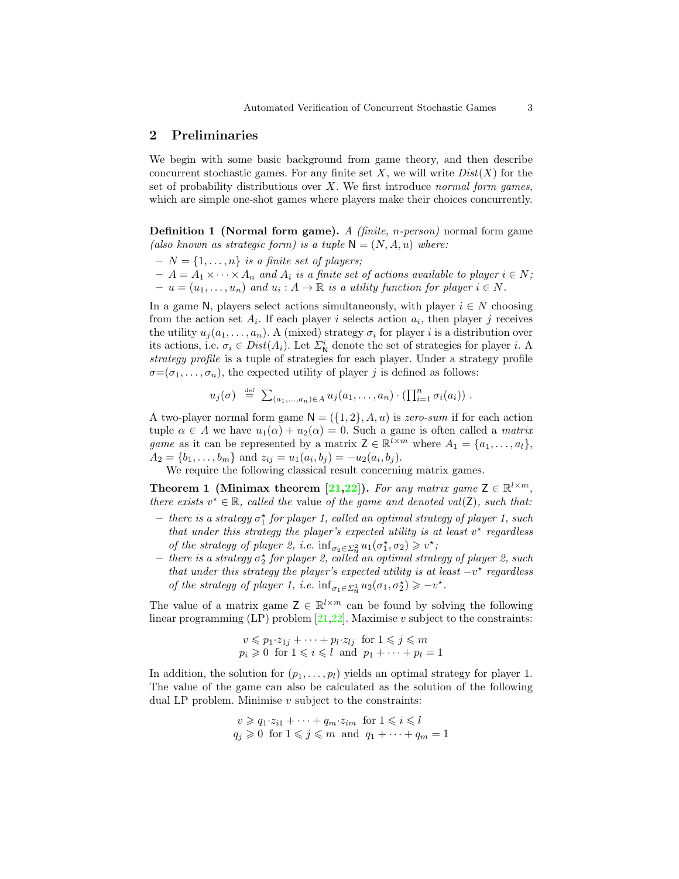## 2 Preliminaries

We begin with some basic background from game theory, and then describe concurrent stochastic games. For any finite set $X$, we will write $Dist(X)$ for the set of probability distributions over $X$. We first introduce *normal form games*, which are simple one-shot games where players make their choices concurrently.

**Definition 1 (Normal form game).** *A (finite, n-person)* normal form game *(also known as strategic form) is a tuple* $\mathsf{N} = (N, A, u)$ *where:*

- $N = \{1, \dots, n\}$ *is a finite set of players;*
- $A = A_1 \times \cdots \times A_n$ *and* $A_i$ *is a finite set of actions available to player* $i \in N$*;*
- $u = (u_1, \dots, u_n)$ *and* $u_i : A \to \mathbb{R}$ *is a utility function for player* $i \in N$.

In a game $\mathsf{N}$, players select actions simultaneously, with player $i \in N$ choosing from the action set $A_i$. If each player $i$ selects action $a_i$, then player $j$ receives the utility $u_j(a_1, \dots, a_n)$. A (mixed) strategy $\sigma_i$ for player $i$ is a distribution over its actions, i.e. $\sigma_i \in Dist(A_i)$. Let $\Sigma^i_{\mathsf{N}}$ denote the set of strategies for player $i$. A *strategy profile* is a tuple of strategies for each player. Under a strategy profile $\sigma{=}(\sigma_1, \dots, \sigma_n)$, the expected utility of player $j$ is defined as follows:

$$u_j(\sigma) \ \stackrel{\text{def}}{=}\ \textstyle\sum_{(a_1,\dots,a_n)\in A} u_j(a_1, \dots, a_n) \cdot \left(\prod_{i=1}^n \sigma_i(a_i)\right) .$$

A two-player normal form game $\mathsf{N} = (\{1, 2\}, A, u)$ is *zero-sum* if for each action tuple $\alpha \in A$ we have $u_1(\alpha) + u_2(\alpha) = 0$. Such a game is often called a *matrix game* as it can be represented by a matrix $\mathsf{Z} \in \mathbb{R}^{l\times m}$ where $A_1 = \{a_1, \dots, a_l\}$, $A_2 = \{b_1, \dots, b_m\}$ and $z_{ij} = u_1(a_i, b_j) = -u_2(a_i, b_j)$.

We require the following classical result concerning matrix games.

**Theorem 1 (Minimax theorem [21,22]).** *For any matrix game* $\mathsf{Z} \in \mathbb{R}^{l\times m}$*, there exists* $v^\star \in \mathbb{R}$*, called the* value *of the game and denoted* $val(\mathsf{Z})$*, such that:*

- *there is a strategy* $\sigma_1^\star$ *for player 1, called an optimal strategy of player 1, such that under this strategy the player's expected utility is at least* $v^\star$ *regardless of the strategy of player 2, i.e.* $\inf_{\sigma_2 \in \Sigma^2_{\mathsf{N}}} u_1(\sigma_1^\star, \sigma_2) \geqslant v^\star$*;*
- *there is a strategy* $\sigma_2^\star$ *for player 2, called an optimal strategy of player 2, such that under this strategy the player's expected utility is at least* $-v^\star$ *regardless of the strategy of player 1, i.e.* $\inf_{\sigma_1 \in \Sigma^1_{\mathsf{N}}} u_2(\sigma_1, \sigma_2^\star) \geqslant -v^\star$.

The value of a matrix game $\mathsf{Z} \in \mathbb{R}^{l\times m}$ can be found by solving the following linear programming (LP) problem [21,22]. Maximise $v$ subject to the constraints:

$$\begin{gathered} v \leqslant p_1{\cdot}z_{1j} + \cdots + p_l{\cdot}z_{lj} \ \text{ for } 1 \leqslant j \leqslant m \\ p_i \geqslant 0 \ \text{ for } 1 \leqslant i \leqslant l \ \text{ and } \ p_1 + \cdots + p_l = 1 \end{gathered}$$

In addition, the solution for $(p_1, \dots, p_l)$ yields an optimal strategy for player 1. The value of the game can also be calculated as the solution of the following dual LP problem. Minimise $v$ subject to the constraints:

$$\begin{gathered} v \geqslant q_1{\cdot}z_{i1} + \cdots + q_m{\cdot}z_{im} \ \text{ for } 1 \leqslant i \leqslant l \\ q_j \geqslant 0 \ \text{ for } 1 \leqslant j \leqslant m \ \text{ and } \ q_1 + \cdots + q_m = 1 \end{gathered}$$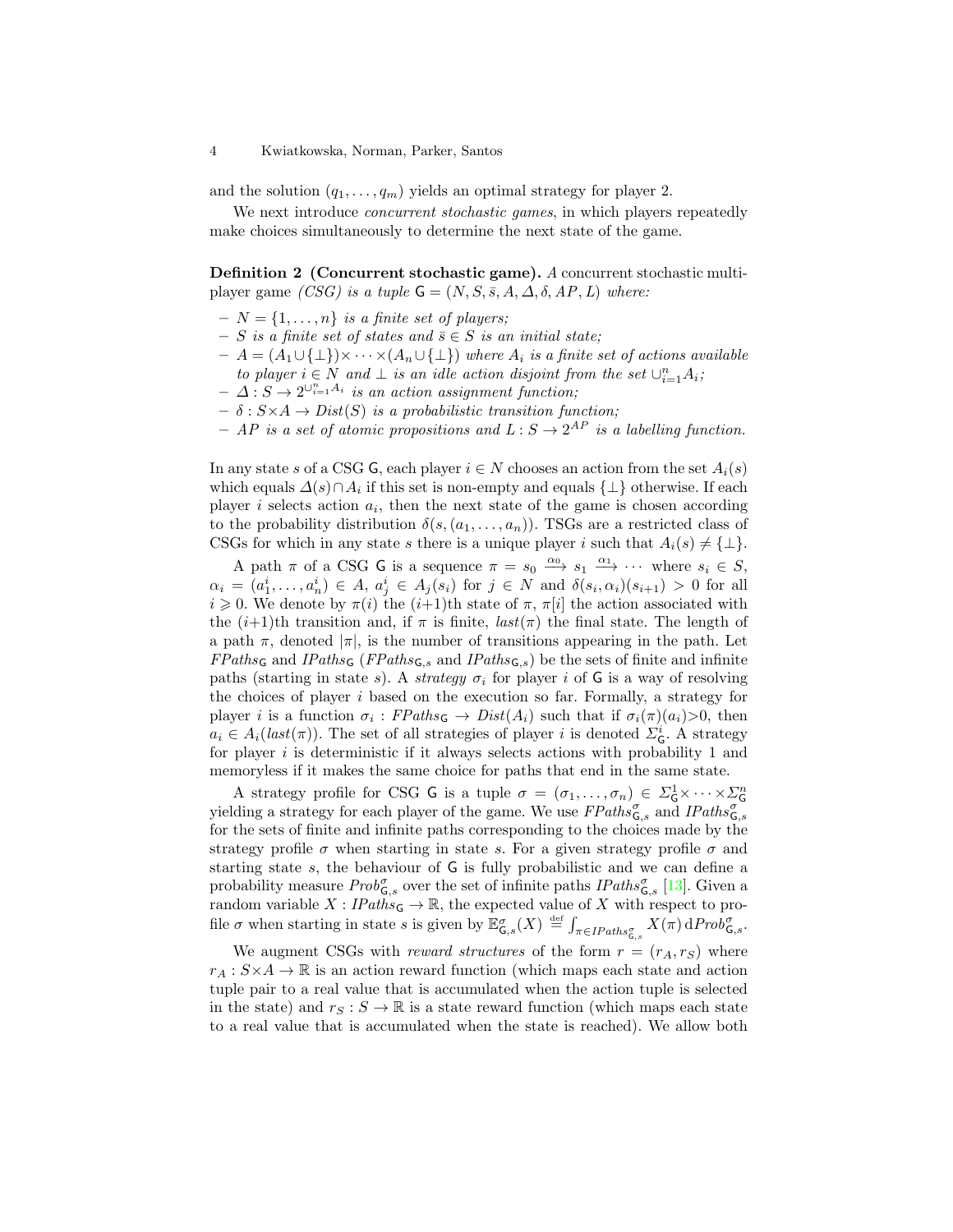and the solution $(q_1, \dots, q_m)$ yields an optimal strategy for player 2.

We next introduce *concurrent stochastic games*, in which players repeatedly make choices simultaneously to determine the next state of the game.

**Definition 2 (Concurrent stochastic game).** *A* concurrent stochastic multi-player game *(CSG) is a tuple* $\mathsf{G} = (N, S, \bar{s}, A, \Delta, \delta, AP, L)$ *where:*

- $N = \{1, \dots, n\}$ *is a finite set of players;*
- $S$ *is a finite set of states and* $\bar{s} \in S$ *is an initial state;*
- $A = (A_1 \cup \{\bot\}) \times \cdots \times (A_n \cup \{\bot\})$ *where* $A_i$ *is a finite set of actions available to player* $i \in N$ *and* $\bot$ *is an idle action disjoint from the set* $\cup_{i=1}^n A_i$*;*
- $\Delta : S \to 2^{\cup_{i=1}^n A_i}$ *is an action assignment function;*
- $\delta : S \times A \to Dist(S)$ *is a probabilistic transition function;*
- $AP$ *is a set of atomic propositions and* $L : S \to 2^{AP}$ *is a labelling function.*

In any state $s$ of a CSG $\mathsf{G}$, each player $i \in N$ chooses an action from the set $A_i(s)$ which equals $\Delta(s) \cap A_i$ if this set is non-empty and equals $\{\bot\}$ otherwise. If each player $i$ selects action $a_i$, then the next state of the game is chosen according to the probability distribution $\delta(s, (a_1, \dots, a_n))$. TSGs are a restricted class of CSGs for which in any state $s$ there is a unique player $i$ such that $A_i(s) \neq \{\bot\}$.

A path $\pi$ of a CSG $\mathsf{G}$ is a sequence $\pi = s_0 \xrightarrow{\alpha_0} s_1 \xrightarrow{\alpha_1} \cdots$ where $s_i \in S$, $\alpha_i = (a_1^i, \dots, a_n^i) \in A$, $a_j^i \in A_j(s_i)$ for $j \in N$ and $\delta(s_i, \alpha_i)(s_{i+1}) > 0$ for all $i \geqslant 0$. We denote by $\pi(i)$ the $(i{+}1)$th state of $\pi$, $\pi[i]$ the action associated with the $(i{+}1)$th transition and, if $\pi$ is finite, $last(\pi)$ the final state. The length of a path $\pi$, denoted $|\pi|$, is the number of transitions appearing in the path. Let $FPaths_{\mathsf{G}}$ and $IPaths_{\mathsf{G}}$ ($FPaths_{\mathsf{G},s}$ and $IPaths_{\mathsf{G},s}$) be the sets of finite and infinite paths (starting in state $s$). A *strategy* $\sigma_i$ for player $i$ of $\mathsf{G}$ is a way of resolving the choices of player $i$ based on the execution so far. Formally, a strategy for player $i$ is a function $\sigma_i : FPaths_{\mathsf{G}} \to Dist(A_i)$ such that if $\sigma_i(\pi)(a_i) > 0$, then $a_i \in A_i(last(\pi))$. The set of all strategies of player $i$ is denoted $\Sigma^i_{\mathsf{G}}$. A strategy for player $i$ is deterministic if it always selects actions with probability 1 and memoryless if it makes the same choice for paths that end in the same state.

A strategy profile for CSG $\mathsf{G}$ is a tuple $\sigma = (\sigma_1, \dots, \sigma_n) \in \Sigma^1_{\mathsf{G}} \times \cdots \times \Sigma^n_{\mathsf{G}}$ yielding a strategy for each player of the game. We use $FPaths^\sigma_{\mathsf{G},s}$ and $IPaths^\sigma_{\mathsf{G},s}$ for the sets of finite and infinite paths corresponding to the choices made by the strategy profile $\sigma$ when starting in state $s$. For a given strategy profile $\sigma$ and starting state $s$, the behaviour of $\mathsf{G}$ is fully probabilistic and we can define a probability measure $Prob^\sigma_{\mathsf{G},s}$ over the set of infinite paths $IPaths^\sigma_{\mathsf{G},s}$ [13]. Given a random variable $X : IPaths_{\mathsf{G}} \to \mathbb{R}$, the expected value of $X$ with respect to profile $\sigma$ when starting in state $s$ is given by $\mathbb{E}^\sigma_{\mathsf{G},s}(X) \stackrel{\text{def}}{=} \int_{\pi \in IPaths^\sigma_{\mathsf{G},s}} X(\pi) \, \mathrm{d}Prob^\sigma_{\mathsf{G},s}$.

We augment CSGs with *reward structures* of the form $r = (r_A, r_S)$ where $r_A : S \times A \to \mathbb{R}$ is an action reward function (which maps each state and action tuple pair to a real value that is accumulated when the action tuple is selected in the state) and $r_S : S \to \mathbb{R}$ is a state reward function (which maps each state to a real value that is accumulated when the state is reached). We allow both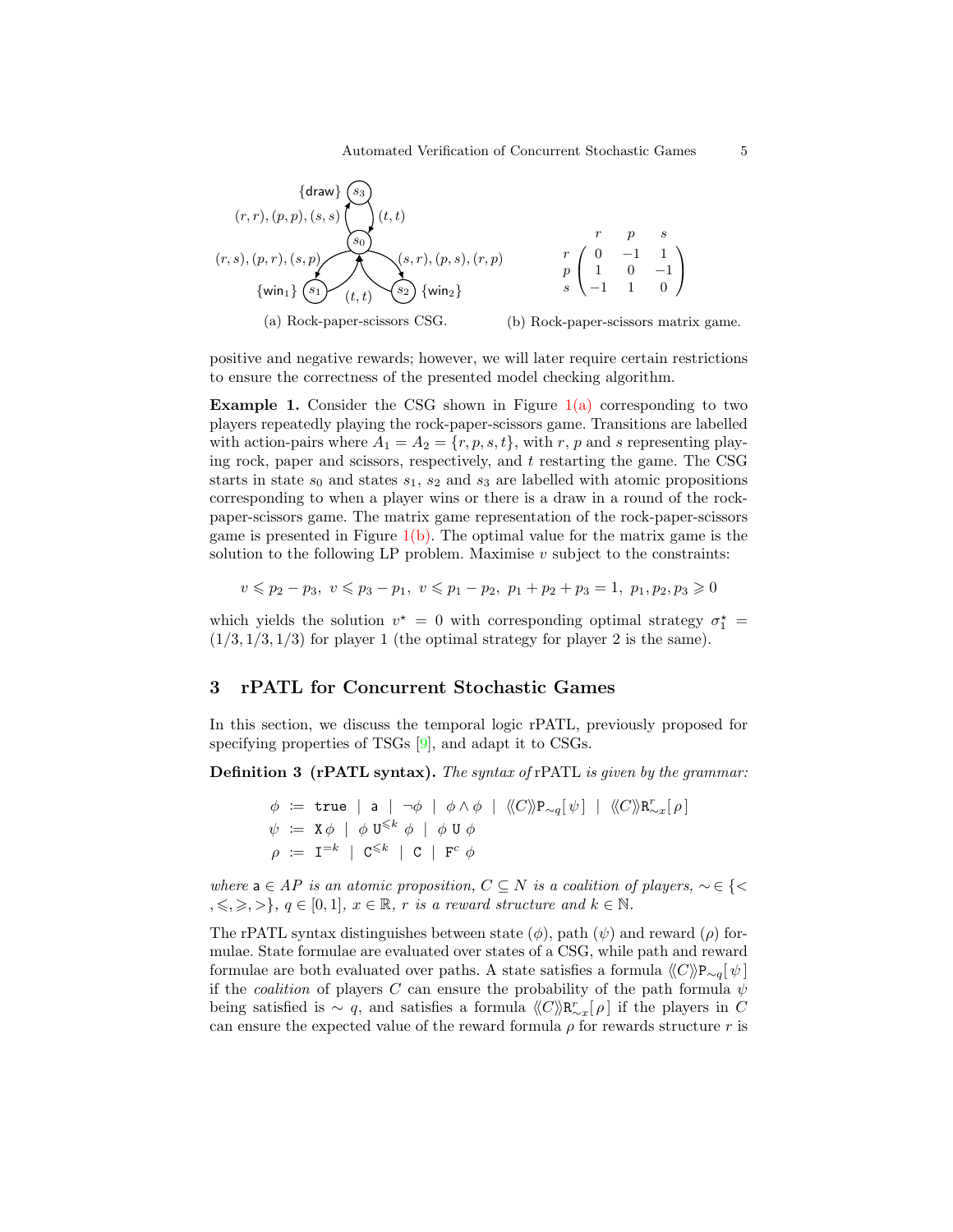(a) Rock-paper-scissors CSG.

$$
\begin{array}{c} \\ r \\ p \\ s \end{array}
\begin{array}{c} \begin{array}{ccc} r & p & s \end{array} \\ \begin{pmatrix} 0 & -1 & 1 \\ 1 & 0 & -1 \\ -1 & 1 & 0 \end{pmatrix} \end{array}
$$

(b) Rock-paper-scissors matrix game.

positive and negative rewards; however, we will later require certain restrictions to ensure the correctness of the presented model checking algorithm.

**Example 1.** Consider the CSG shown in Figure 1(a) corresponding to two players repeatedly playing the rock-paper-scissors game. Transitions are labelled with action-pairs where $A_1 = A_2 = \{r, p, s, t\}$, with $r$, $p$ and $s$ representing playing rock, paper and scissors, respectively, and $t$ restarting the game. The CSG starts in state $s_0$ and states $s_1$, $s_2$ and $s_3$ are labelled with atomic propositions corresponding to when a player wins or there is a draw in a round of the rock-paper-scissors game. The matrix game representation of the rock-paper-scissors game is presented in Figure 1(b). The optimal value for the matrix game is the solution to the following LP problem. Maximise $v$ subject to the constraints:

$$v \leqslant p_2 - p_3,\ v \leqslant p_3 - p_1,\ v \leqslant p_1 - p_2,\ p_1 + p_2 + p_3 = 1,\ p_1, p_2, p_3 \geqslant 0$$

which yields the solution $v^\star = 0$ with corresponding optimal strategy $\sigma_1^\star = (1/3, 1/3, 1/3)$ for player 1 (the optimal strategy for player 2 is the same).

## 3 rPATL for Concurrent Stochastic Games

In this section, we discuss the temporal logic rPATL, previously proposed for specifying properties of TSGs [9], and adapt it to CSGs.

**Definition 3 (rPATL syntax).** *The syntax of* rPATL *is given by the grammar:*

$$
\begin{aligned}
\phi &\coloneqq \texttt{true} \mid \mathsf{a} \mid \neg\phi \mid \phi \wedge \phi \mid \langle\!\langle C \rangle\!\rangle \mathtt{P}_{\sim q}[\,\psi\,] \mid \langle\!\langle C \rangle\!\rangle \mathtt{R}^{r}_{\sim x}[\,\rho\,] \\
\psi &\coloneqq \mathtt{X}\,\phi \mid \phi\ \mathtt{U}^{\leqslant k}\ \phi \mid \phi\ \mathtt{U}\ \phi \\
\rho &\coloneqq \mathtt{I}^{=k} \mid \mathtt{C}^{\leqslant k} \mid \mathtt{C} \mid \mathtt{F}^{c}\ \phi
\end{aligned}
$$

*where* $\mathsf{a} \in AP$ *is an atomic proposition,* $C \subseteq N$ *is a coalition of players,* $\sim \in \{<, \leqslant, \geqslant, >\}$*,* $q \in [0, 1]$*,* $x \in \mathbb{R}$*,* $r$ *is a reward structure and* $k \in \mathbb{N}$*.*

The rPATL syntax distinguishes between state ($\phi$), path ($\psi$) and reward ($\rho$) formulae. State formulae are evaluated over states of a CSG, while path and reward formulae are both evaluated over paths. A state satisfies a formula $\langle\!\langle C \rangle\!\rangle \mathtt{P}_{\sim q}[\,\psi\,]$ if the *coalition* of players $C$ can ensure the probability of the path formula $\psi$ being satisfied is $\sim q$, and satisfies a formula $\langle\!\langle C \rangle\!\rangle \mathtt{R}^{r}_{\sim x}[\,\rho\,]$ if the players in $C$ can ensure the expected value of the reward formula $\rho$ for rewards structure $r$ is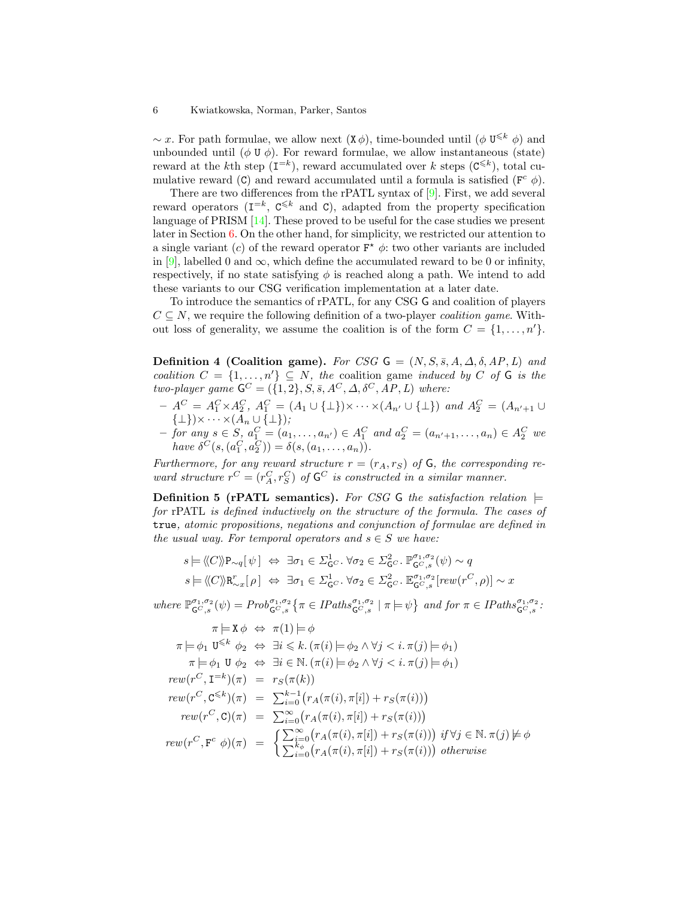$\sim x$. For path formulae, we allow next ($\mathtt{X}\,\phi$), time-bounded until ($\phi\ \mathtt{U}^{\leqslant k}\ \phi$) and unbounded until ($\phi\ \mathtt{U}\ \phi$). For reward formulae, we allow instantaneous (state) reward at the $k$th step ($\mathtt{I}^{=k}$), reward accumulated over $k$ steps ($\mathtt{C}^{\leqslant k}$), total cumulative reward ($\mathtt{C}$) and reward accumulated until a formula is satisfied ($\mathtt{F}^{c}\ \phi$).

There are two differences from the rPATL syntax of [9]. First, we add several reward operators ($\mathtt{I}^{=k}$, $\mathtt{C}^{\leqslant k}$ and $\mathtt{C}$), adapted from the property specification language of PRISM [14]. These proved to be useful for the case studies we present later in Section 6. On the other hand, for simplicity, we restricted our attention to a single variant ($c$) of the reward operator $\mathtt{F}^{\star}\ \phi$: two other variants are included in [9], labelled 0 and $\infty$, which define the accumulated reward to be 0 or infinity, respectively, if no state satisfying $\phi$ is reached along a path. We intend to add these variants to our CSG verification implementation at a later date.

To introduce the semantics of rPATL, for any CSG $\mathsf{G}$ and coalition of players $C \subseteq N$, we require the following definition of a two-player *coalition game*. Without loss of generality, we assume the coalition is of the form $C = \{1, \ldots, n'\}$.

**Definition 4 (Coalition game).** *For CSG $\mathsf{G} = (N, S, \bar{s}, A, \Delta, \delta, AP, L)$ and coalition $C = \{1, \ldots, n'\} \subseteq N$, the* coalition game *induced by $C$ of $\mathsf{G}$ is the two-player game $\mathsf{G}^C = (\{1,2\}, S, \bar{s}, A^C, \Delta, \delta^C, AP, L)$ where:*

- *$A^C = A^C_1 \times A^C_2$, $A^C_1 = (A_1 \cup \{\bot\}) \times \cdots \times (A_{n'} \cup \{\bot\})$ and $A^C_2 = (A_{n'+1} \cup \{\bot\}) \times \cdots \times (A_n \cup \{\bot\})$;*
- *for any $s \in S$, $a^C_1 = (a_1, \ldots, a_{n'}) \in A^C_1$ and $a^C_2 = (a_{n'+1}, \ldots, a_n) \in A^C_2$ we have $\delta^C(s, (a^C_1, a^C_2)) = \delta(s, (a_1, \ldots, a_n))$.*

*Furthermore, for any reward structure $r = (r_A, r_S)$ of $\mathsf{G}$, the corresponding reward structure $r^C = (r^C_A, r^C_S)$ of $\mathsf{G}^C$ is constructed in a similar manner.*

**Definition 5 (rPATL semantics).** *For CSG $\mathsf{G}$ the satisfaction relation $\models$ for* rPATL *is defined inductively on the structure of the formula. The cases of* `true`*, atomic propositions, negations and conjunction of formulae are defined in the usual way. For temporal operators and $s \in S$ we have:*

$$s \models \langle\!\langle C \rangle\!\rangle \mathtt{P}_{\sim q}[\,\psi\,] \ \Leftrightarrow\ \exists \sigma_1 \in \Sigma^1_{\mathsf{G}^C}.\ \forall \sigma_2 \in \Sigma^2_{\mathsf{G}^C}.\ \mathbb{P}^{\sigma_1,\sigma_2}_{\mathsf{G}^C,s}(\psi) \sim q$$

$$s \models \langle\!\langle C \rangle\!\rangle \mathtt{R}^r_{\sim x}[\,\rho\,] \ \Leftrightarrow\ \exists \sigma_1 \in \Sigma^1_{\mathsf{G}^C}.\ \forall \sigma_2 \in \Sigma^2_{\mathsf{G}^C}.\ \mathbb{E}^{\sigma_1,\sigma_2}_{\mathsf{G}^C,s}[rew(r^C, \rho)] \sim x$$

*where $\mathbb{P}^{\sigma_1,\sigma_2}_{\mathsf{G}^C,s}(\psi) = Prob^{\sigma_1,\sigma_2}_{\mathsf{G}^C,s}\{\pi \in IPaths^{\sigma_1,\sigma_2}_{\mathsf{G}^C,s} \mid \pi \models \psi\}$ and for $\pi \in IPaths^{\sigma_1,\sigma_2}_{\mathsf{G}^C,s}$:*

$$\begin{aligned}
\pi \models \mathtt{X}\,\phi \ &\Leftrightarrow\ \pi(1) \models \phi \\
\pi \models \phi_1\ \mathtt{U}^{\leqslant k}\ \phi_2 \ &\Leftrightarrow\ \exists i \leqslant k.\,(\pi(i) \models \phi_2 \wedge \forall j < i.\,\pi(j) \models \phi_1) \\
\pi \models \phi_1\ \mathtt{U}\ \phi_2 \ &\Leftrightarrow\ \exists i \in \mathbb{N}.\,(\pi(i) \models \phi_2 \wedge \forall j < i.\,\pi(j) \models \phi_1) \\
rew(r^C, \mathtt{I}^{=k})(\pi) \ &=\ r_S(\pi(k)) \\
rew(r^C, \mathtt{C}^{\leqslant k})(\pi) \ &=\ \textstyle\sum_{i=0}^{k-1}\big(r_A(\pi(i), \pi[i]) + r_S(\pi(i))\big) \\
rew(r^C, \mathtt{C})(\pi) \ &=\ \textstyle\sum_{i=0}^{\infty}\big(r_A(\pi(i), \pi[i]) + r_S(\pi(i))\big) \\
rew(r^C, \mathtt{F}^c\ \phi)(\pi) \ &=\ \begin{cases} \sum_{i=0}^{\infty}\big(r_A(\pi(i), \pi[i]) + r_S(\pi(i))\big) & \text{if } \forall j \in \mathbb{N}.\,\pi(j) \not\models \phi \\ \sum_{i=0}^{k_\phi}\big(r_A(\pi(i), \pi[i]) + r_S(\pi(i))\big) & \text{otherwise} \end{cases}
\end{aligned}$$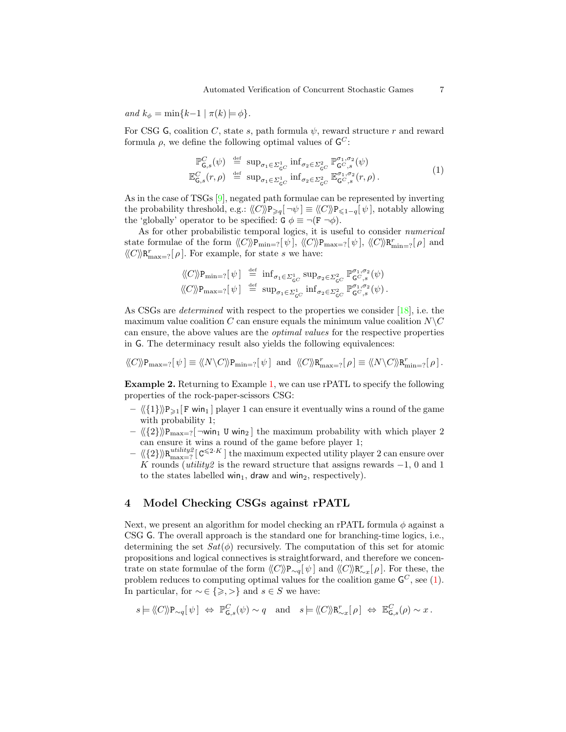*and* $k_\phi = \min\{k{-}1 \mid \pi(k) \models \phi\}$.

For CSG $\mathsf{G}$, coalition $C$, state $s$, path formula $\psi$, reward structure $r$ and reward formula $\rho$, we define the following optimal values of $\mathsf{G}^C$:

$$
\begin{aligned}
\mathbb{P}^C_{\mathsf{G},s}(\psi) &\stackrel{\text{def}}{=} \sup_{\sigma_1 \in \Sigma^1_{\mathsf{G}^C}} \inf_{\sigma_2 \in \Sigma^2_{\mathsf{G}^C}} \mathbb{P}^{\sigma_1,\sigma_2}_{\mathsf{G}^C,s}(\psi) \\
\mathbb{E}^C_{\mathsf{G},s}(r,\rho) &\stackrel{\text{def}}{=} \sup_{\sigma_1 \in \Sigma^1_{\mathsf{G}^C}} \inf_{\sigma_2 \in \Sigma^2_{\mathsf{G}^C}} \mathbb{E}^{\sigma_1,\sigma_2}_{\mathsf{G}^C,s}(r,\rho)\,.
\end{aligned} \tag{1}
$$

As in the case of TSGs [9], negated path formulae can be represented by inverting the probability threshold, e.g.: $\langle\!\langle C \rangle\!\rangle \mathtt{P}_{\geqslant q}[\,\neg\psi\,] \equiv \langle\!\langle C \rangle\!\rangle \mathtt{P}_{\leqslant 1-q}[\,\psi\,]$, notably allowing the 'globally' operator to be specified: $\mathtt{G}\ \phi \equiv \neg(\mathtt{F}\ \neg\phi)$.

As for other probabilistic temporal logics, it is useful to consider *numerical* state formulae of the form $\langle\!\langle C \rangle\!\rangle \mathtt{P}_{\min=?}[\,\psi\,]$, $\langle\!\langle C \rangle\!\rangle \mathtt{P}_{\max=?}[\,\psi\,]$, $\langle\!\langle C \rangle\!\rangle \mathtt{R}^r_{\min=?}[\,\rho\,]$ and $\langle\!\langle C \rangle\!\rangle \mathtt{R}^r_{\max=?}[\,\rho\,]$. For example, for state $s$ we have:

$$
\begin{aligned}
\langle\!\langle C \rangle\!\rangle \mathtt{P}_{\min=?}[\,\psi\,] &\stackrel{\text{def}}{=} \inf_{\sigma_1 \in \Sigma^1_{\mathsf{G}^C}} \sup_{\sigma_2 \in \Sigma^2_{\mathsf{G}^C}} \mathbb{P}^{\sigma_1,\sigma_2}_{\mathsf{G}^C,s}(\psi) \\
\langle\!\langle C \rangle\!\rangle \mathtt{P}_{\max=?}[\,\psi\,] &\stackrel{\text{def}}{=} \sup_{\sigma_1 \in \Sigma^1_{\mathsf{G}^C}} \inf_{\sigma_2 \in \Sigma^2_{\mathsf{G}^C}} \mathbb{P}^{\sigma_1,\sigma_2}_{\mathsf{G}^C,s}(\psi)\,.
\end{aligned}
$$

As CSGs are *determined* with respect to the properties we consider [18], i.e. the maximum value coalition $C$ can ensure equals the minimum value coalition $N\backslash C$ can ensure, the above values are the *optimal values* for the respective properties in $\mathsf{G}$. The determinacy result also yields the following equivalences:

$$
\langle\!\langle C \rangle\!\rangle \mathtt{P}_{\max=?}[\,\psi\,] \equiv \langle\!\langle N\backslash C \rangle\!\rangle \mathtt{P}_{\min=?}[\,\psi\,] \ \text{ and } \ \langle\!\langle C \rangle\!\rangle \mathtt{R}^r_{\max=?}[\,\rho\,] \equiv \langle\!\langle N\backslash C \rangle\!\rangle \mathtt{R}^r_{\min=?}[\,\rho\,]\,.
$$

**Example 2.** Returning to Example 1, we can use rPATL to specify the following properties of the rock-paper-scissors CSG:

- $\langle\!\langle \{1\} \rangle\!\rangle \mathtt{P}_{\geqslant 1}[\,\mathtt{F}\ \mathsf{win}_1\,]$ player 1 can ensure it eventually wins a round of the game with probability 1;
- $\langle\!\langle \{2\} \rangle\!\rangle \mathtt{P}_{\max=?}[\,\neg\mathsf{win}_1\ \mathtt{U}\ \mathsf{win}_2\,]$ the maximum probability with which player 2 can ensure it wins a round of the game before player 1;
- $\langle\!\langle \{2\} \rangle\!\rangle \mathtt{R}^{utility2}_{\max=?}[\,\mathtt{C}^{\leqslant 2\cdot K}\,]$ the maximum expected utility player 2 can ensure over $K$ rounds (*utility2* is the reward structure that assigns rewards $-1$, $0$ and $1$ to the states labelled $\mathsf{win}_1$, $\mathsf{draw}$ and $\mathsf{win}_2$, respectively).

## 4 Model Checking CSGs against rPATL

Next, we present an algorithm for model checking an rPATL formula $\phi$ against a CSG $\mathsf{G}$. The overall approach is the standard one for branching-time logics, i.e., determining the set $Sat(\phi)$ recursively. The computation of this set for atomic propositions and logical connectives is straightforward, and therefore we concentrate on state formulae of the form $\langle\!\langle C \rangle\!\rangle \mathtt{P}_{\sim q}[\,\psi\,]$ and $\langle\!\langle C \rangle\!\rangle \mathtt{R}^r_{\sim x}[\,\rho\,]$. For these, the problem reduces to computing optimal values for the coalition game $\mathsf{G}^C$, see (1). In particular, for $\sim \in \{\geqslant, >\}$ and $s \in S$ we have:

$$
s \models \langle\!\langle C \rangle\!\rangle \mathtt{P}_{\sim q}[\,\psi\,] \ \Leftrightarrow\ \mathbb{P}^C_{\mathsf{G},s}(\psi) \sim q \quad \text{and} \quad s \models \langle\!\langle C \rangle\!\rangle \mathtt{R}^r_{\sim x}[\,\rho\,] \ \Leftrightarrow\ \mathbb{E}^C_{\mathsf{G},s}(\rho) \sim x\,.
$$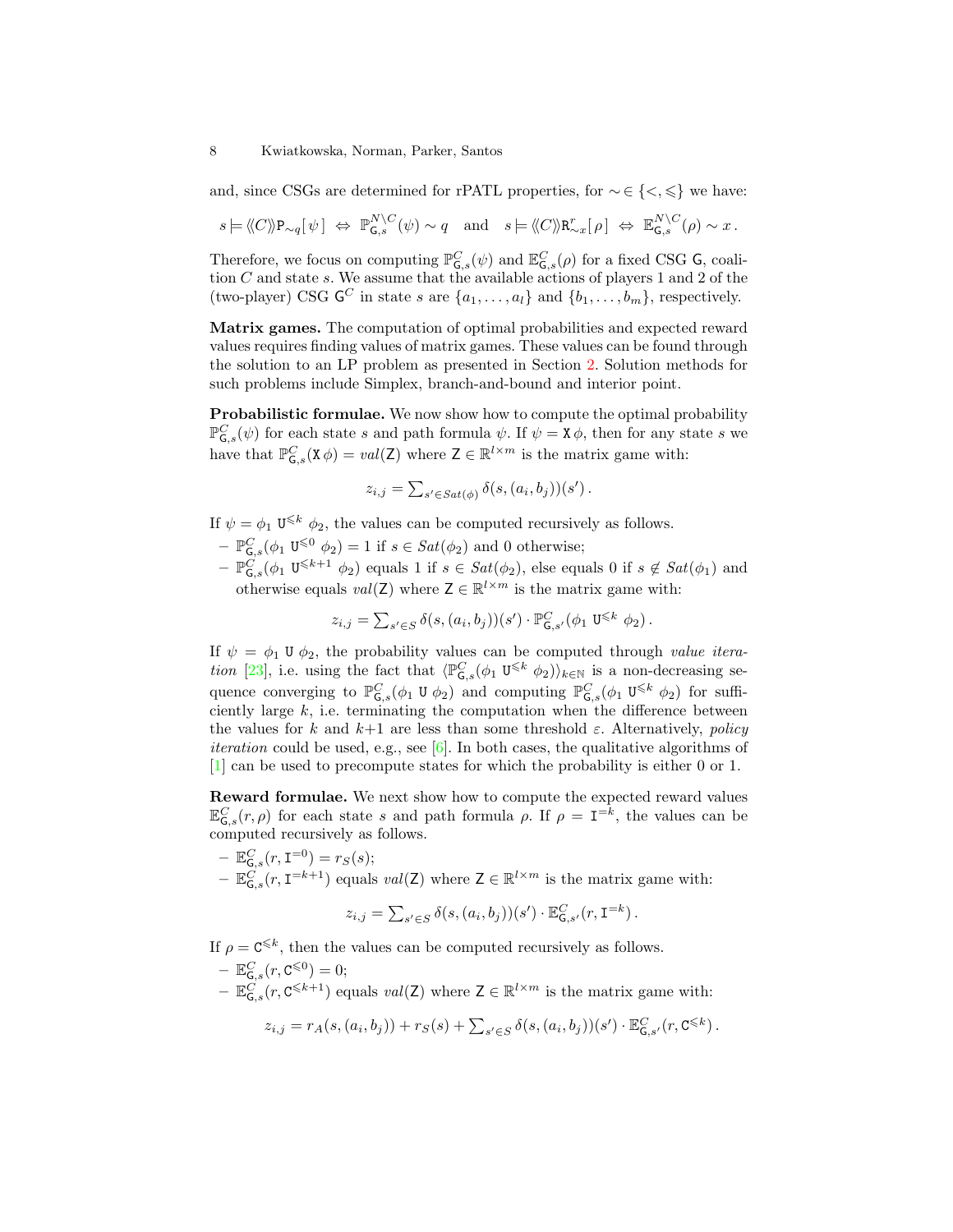and, since CSGs are determined for rPATL properties, for $\sim \in \{<, \leqslant\}$ we have:

$$s \models \langle\langle C \rangle\rangle \mathtt{P}_{\sim q}[\,\psi\,] \;\Leftrightarrow\; \mathbb{P}^{N \setminus C}_{\mathsf{G},s}(\psi) \sim q \quad \text{and} \quad s \models \langle\langle C \rangle\rangle \mathtt{R}^{r}_{\sim x}[\,\rho\,] \;\Leftrightarrow\; \mathbb{E}^{N \setminus C}_{\mathsf{G},s}(\rho) \sim x\,.$$

Therefore, we focus on computing $\mathbb{P}^{C}_{\mathsf{G},s}(\psi)$ and $\mathbb{E}^{C}_{\mathsf{G},s}(\rho)$ for a fixed CSG $\mathsf{G}$, coalition $C$ and state $s$. We assume that the available actions of players 1 and 2 of the (two-player) CSG $\mathsf{G}^C$ in state $s$ are $\{a_1, \dots, a_l\}$ and $\{b_1, \dots, b_m\}$, respectively.

**Matrix games.** The computation of optimal probabilities and expected reward values requires finding values of matrix games. These values can be found through the solution to an LP problem as presented in Section 2. Solution methods for such problems include Simplex, branch-and-bound and interior point.

**Probabilistic formulae.** We now show how to compute the optimal probability $\mathbb{P}^{C}_{\mathsf{G},s}(\psi)$ for each state $s$ and path formula $\psi$. If $\psi = \mathtt{X}\,\phi$, then for any state $s$ we have that $\mathbb{P}^{C}_{\mathsf{G},s}(\mathtt{X}\,\phi) = val(\mathsf{Z})$ where $\mathsf{Z} \in \mathbb{R}^{l \times m}$ is the matrix game with:

$$z_{i,j} = \textstyle\sum_{s' \in Sat(\phi)} \delta(s, (a_i, b_j))(s')\,.$$

If $\psi = \phi_1 \ \mathtt{U}^{\leqslant k}\ \phi_2$, the values can be computed recursively as follows.

- $\mathbb{P}^{C}_{\mathsf{G},s}(\phi_1 \ \mathtt{U}^{\leqslant 0}\ \phi_2) = 1$ if $s \in Sat(\phi_2)$ and 0 otherwise;
- $\mathbb{P}^{C}_{\mathsf{G},s}(\phi_1 \ \mathtt{U}^{\leqslant k+1}\ \phi_2)$ equals 1 if $s \in Sat(\phi_2)$, else equals 0 if $s \notin Sat(\phi_1)$ and otherwise equals $val(\mathsf{Z})$ where $\mathsf{Z} \in \mathbb{R}^{l \times m}$ is the matrix game with:

$$z_{i,j} = \textstyle\sum_{s' \in S} \delta(s, (a_i, b_j))(s') \cdot \mathbb{P}^{C}_{\mathsf{G},s'}(\phi_1 \ \mathtt{U}^{\leqslant k}\ \phi_2)\,.$$

If $\psi = \phi_1 \ \mathtt{U}\ \phi_2$, the probability values can be computed through *value iteration* [23], i.e. using the fact that $\langle \mathbb{P}^{C}_{\mathsf{G},s}(\phi_1 \ \mathtt{U}^{\leqslant k}\ \phi_2)\rangle_{k \in \mathbb{N}}$ is a non-decreasing sequence converging to $\mathbb{P}^{C}_{\mathsf{G},s}(\phi_1 \ \mathtt{U}\ \phi_2)$ and computing $\mathbb{P}^{C}_{\mathsf{G},s}(\phi_1 \ \mathtt{U}^{\leqslant k}\ \phi_2)$ for sufficiently large $k$, i.e. terminating the computation when the difference between the values for $k$ and $k{+}1$ are less than some threshold $\varepsilon$. Alternatively, *policy iteration* could be used, e.g., see [6]. In both cases, the qualitative algorithms of [1] can be used to precompute states for which the probability is either 0 or 1.

**Reward formulae.** We next show how to compute the expected reward values $\mathbb{E}^{C}_{\mathsf{G},s}(r, \rho)$ for each state $s$ and path formula $\rho$. If $\rho = \mathtt{I}^{=k}$, the values can be computed recursively as follows.

- $\mathbb{E}^{C}_{\mathsf{G},s}(r, \mathtt{I}^{=0}) = r_S(s)$;
- $\mathbb{E}^{C}_{\mathsf{G},s}(r, \mathtt{I}^{=k+1})$ equals $val(\mathsf{Z})$ where $\mathsf{Z} \in \mathbb{R}^{l \times m}$ is the matrix game with:

$$z_{i,j} = \textstyle\sum_{s' \in S} \delta(s, (a_i, b_j))(s') \cdot \mathbb{E}^{C}_{\mathsf{G},s'}(r, \mathtt{I}^{=k})\,.$$

If $\rho = \mathtt{C}^{\leqslant k}$, then the values can be computed recursively as follows.

- $\mathbb{E}^{C}_{\mathsf{G},s}(r, \mathtt{C}^{\leqslant 0}) = 0$;
- $\mathbb{E}^{C}_{\mathsf{G},s}(r, \mathtt{C}^{\leqslant k+1})$ equals $val(\mathsf{Z})$ where $\mathsf{Z} \in \mathbb{R}^{l \times m}$ is the matrix game with:

$$z_{i,j} = r_A(s, (a_i, b_j)) + r_S(s) + \textstyle\sum_{s' \in S} \delta(s, (a_i, b_j))(s') \cdot \mathbb{E}^{C}_{\mathsf{G},s'}(r, \mathtt{C}^{\leqslant k})\,.$$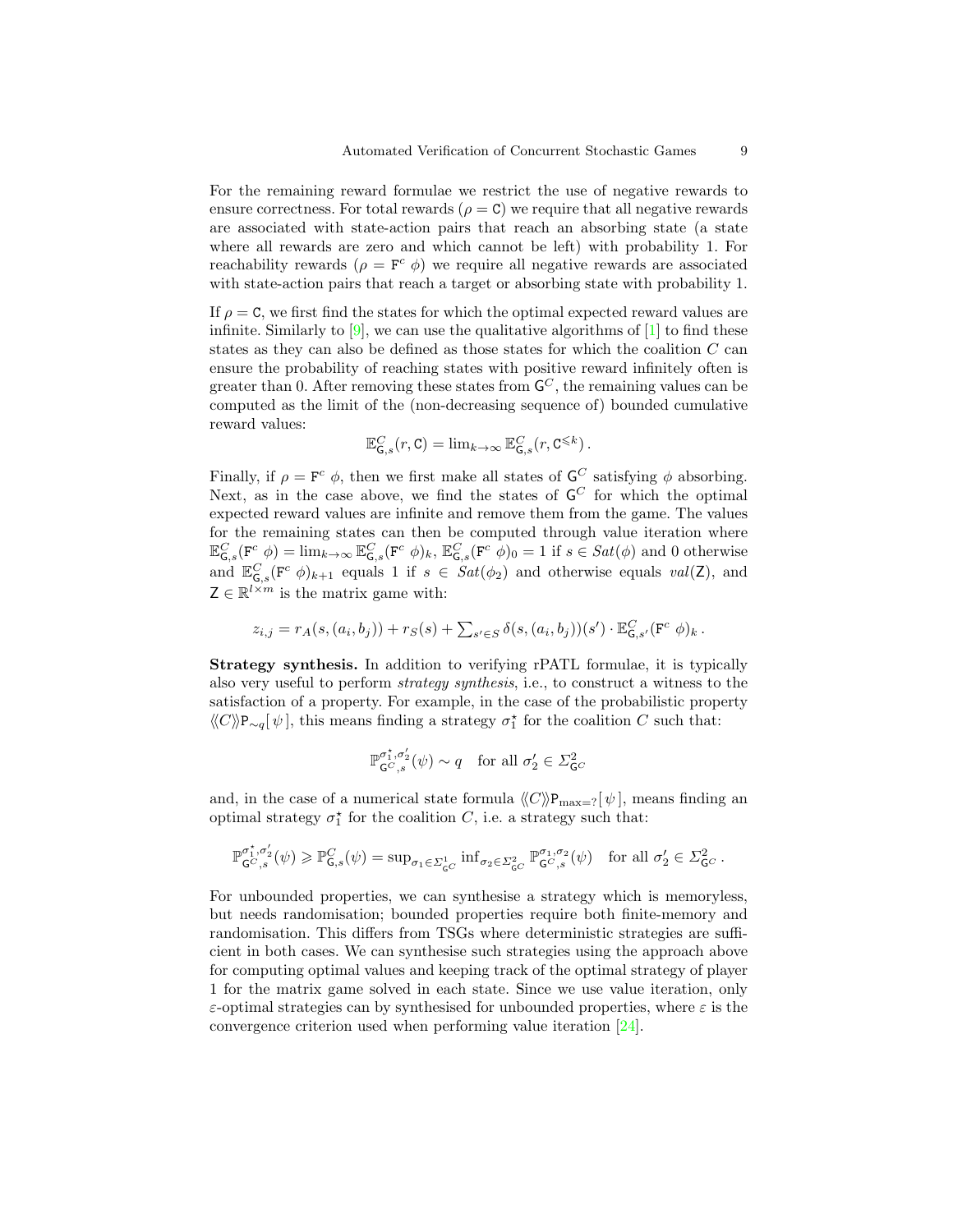For the remaining reward formulae we restrict the use of negative rewards to ensure correctness. For total rewards ($\rho = \mathtt{C}$) we require that all negative rewards are associated with state-action pairs that reach an absorbing state (a state where all rewards are zero and which cannot be left) with probability 1. For reachability rewards ($\rho = \mathtt{F}^c\ \phi$) we require all negative rewards are associated with state-action pairs that reach a target or absorbing state with probability 1.

If $\rho = \mathtt{C}$, we first find the states for which the optimal expected reward values are infinite. Similarly to [9], we can use the qualitative algorithms of [1] to find these states as they can also be defined as those states for which the coalition $C$ can ensure the probability of reaching states with positive reward infinitely often is greater than 0. After removing these states from $\mathsf{G}^C$, the remaining values can be computed as the limit of the (non-decreasing sequence of) bounded cumulative reward values:

$$\mathbb{E}^C_{\mathsf{G},s}(r, \mathtt{C}) = \lim_{k\to\infty} \mathbb{E}^C_{\mathsf{G},s}(r, \mathtt{C}^{\leqslant k}) \,.$$

Finally, if $\rho = \mathtt{F}^c\ \phi$, then we first make all states of $\mathsf{G}^C$ satisfying $\phi$ absorbing. Next, as in the case above, we find the states of $\mathsf{G}^C$ for which the optimal expected reward values are infinite and remove them from the game. The values for the remaining states can then be computed through value iteration where $\mathbb{E}^C_{\mathsf{G},s}(\mathtt{F}^c\ \phi) = \lim_{k\to\infty} \mathbb{E}^C_{\mathsf{G},s}(\mathtt{F}^c\ \phi)_k$, $\mathbb{E}^C_{\mathsf{G},s}(\mathtt{F}^c\ \phi)_0 = 1$ if $s \in Sat(\phi)$ and 0 otherwise and $\mathbb{E}^C_{\mathsf{G},s}(\mathtt{F}^c\ \phi)_{k+1}$ equals 1 if $s \in Sat(\phi_2)$ and otherwise equals $val(\mathsf{Z})$, and $\mathsf{Z} \in \mathbb{R}^{l\times m}$ is the matrix game with:

$$z_{i,j} = r_A(s,(a_i,b_j)) + r_S(s) + \textstyle\sum_{s'\in S} \delta(s,(a_i,b_j))(s') \cdot \mathbb{E}^C_{\mathsf{G},s'}(\mathtt{F}^c\ \phi)_k \,.$$

**Strategy synthesis.** In addition to verifying rPATL formulae, it is typically also very useful to perform *strategy synthesis*, i.e., to construct a witness to the satisfaction of a property. For example, in the case of the probabilistic property $\langle\langle C\rangle\rangle\mathtt{P}_{\sim q}[\,\psi\,]$, this means finding a strategy $\sigma_1^\star$ for the coalition $C$ such that:

$$\mathbb{P}^{\sigma_1^\star,\sigma_2'}_{\mathsf{G}^C,s}(\psi) \sim q \quad \text{for all } \sigma_2' \in \Sigma^2_{\mathsf{G}^C}$$

and, in the case of a numerical state formula $\langle\langle C\rangle\rangle\mathtt{P}_{\max=?}[\,\psi\,]$, means finding an optimal strategy $\sigma_1^\star$ for the coalition $C$, i.e. a strategy such that:

$$\mathbb{P}^{\sigma_1^\star,\sigma_2'}_{\mathsf{G}^C,s}(\psi) \geqslant \mathbb{P}^C_{\mathsf{G},s}(\psi) = \sup_{\sigma_1\in\Sigma^1_{\mathsf{G}^C}} \inf_{\sigma_2\in\Sigma^2_{\mathsf{G}^C}} \mathbb{P}^{\sigma_1,\sigma_2}_{\mathsf{G}^C,s}(\psi) \quad \text{for all } \sigma_2' \in \Sigma^2_{\mathsf{G}^C} \,.$$

For unbounded properties, we can synthesise a strategy which is memoryless, but needs randomisation; bounded properties require both finite-memory and randomisation. This differs from TSGs where deterministic strategies are sufficient in both cases. We can synthesise such strategies using the approach above for computing optimal values and keeping track of the optimal strategy of player 1 for the matrix game solved in each state. Since we use value iteration, only $\varepsilon$-optimal strategies can by synthesised for unbounded properties, where $\varepsilon$ is the convergence criterion used when performing value iteration [24].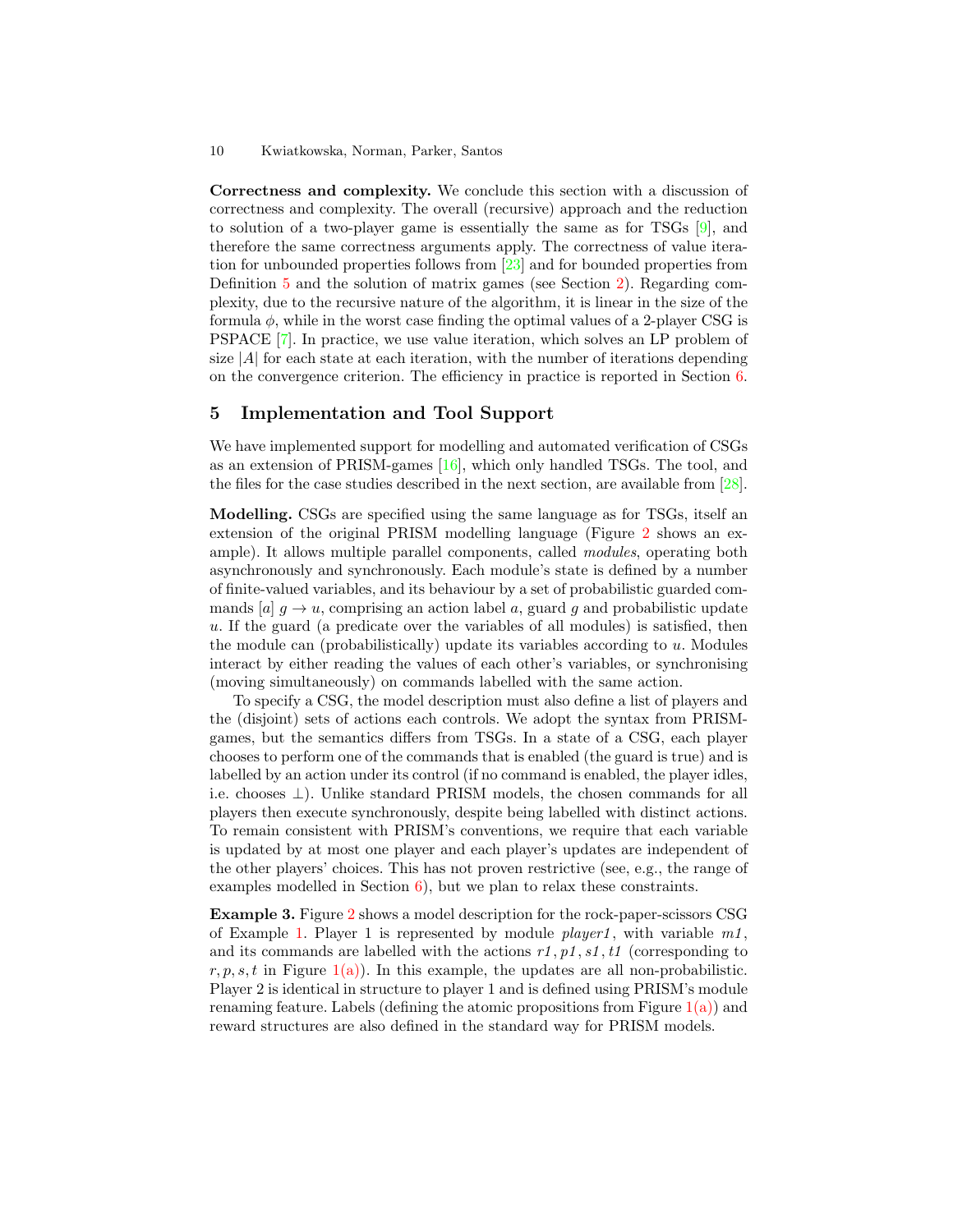**Correctness and complexity.** We conclude this section with a discussion of correctness and complexity. The overall (recursive) approach and the reduction to solution of a two-player game is essentially the same as for TSGs [9], and therefore the same correctness arguments apply. The correctness of value iteration for unbounded properties follows from [23] and for bounded properties from Definition 5 and the solution of matrix games (see Section 2). Regarding complexity, due to the recursive nature of the algorithm, it is linear in the size of the formula $\phi$, while in the worst case finding the optimal values of a 2-player CSG is PSPACE [7]. In practice, we use value iteration, which solves an LP problem of size $|A|$ for each state at each iteration, with the number of iterations depending on the convergence criterion. The efficiency in practice is reported in Section 6.

## 5 Implementation and Tool Support

We have implemented support for modelling and automated verification of CSGs as an extension of PRISM-games [16], which only handled TSGs. The tool, and the files for the case studies described in the next section, are available from [28].

**Modelling.** CSGs are specified using the same language as for TSGs, itself an extension of the original PRISM modelling language (Figure 2 shows an example). It allows multiple parallel components, called *modules*, operating both asynchronously and synchronously. Each module's state is defined by a number of finite-valued variables, and its behaviour by a set of probabilistic guarded commands $[a]\ g \rightarrow u$, comprising an action label $a$, guard $g$ and probabilistic update $u$. If the guard (a predicate over the variables of all modules) is satisfied, then the module can (probabilistically) update its variables according to $u$. Modules interact by either reading the values of each other's variables, or synchronising (moving simultaneously) on commands labelled with the same action.

To specify a CSG, the model description must also define a list of players and the (disjoint) sets of actions each controls. We adopt the syntax from PRISM-games, but the semantics differs from TSGs. In a state of a CSG, each player chooses to perform one of the commands that is enabled (the guard is true) and is labelled by an action under its control (if no command is enabled, the player idles, i.e. chooses $\bot$). Unlike standard PRISM models, the chosen commands for all players then execute synchronously, despite being labelled with distinct actions. To remain consistent with PRISM's conventions, we require that each variable is updated by at most one player and each player's updates are independent of the other players' choices. This has not proven restrictive (see, e.g., the range of examples modelled in Section 6), but we plan to relax these constraints.

**Example 3.** Figure 2 shows a model description for the rock-paper-scissors CSG of Example 1. Player 1 is represented by module *player1*, with variable *m1*, and its commands are labelled with the actions *r1*, *p1*, *s1*, *t1* (corresponding to $r, p, s, t$ in Figure 1(a)). In this example, the updates are all non-probabilistic. Player 2 is identical in structure to player 1 and is defined using PRISM's module renaming feature. Labels (defining the atomic propositions from Figure 1(a)) and reward structures are also defined in the standard way for PRISM models.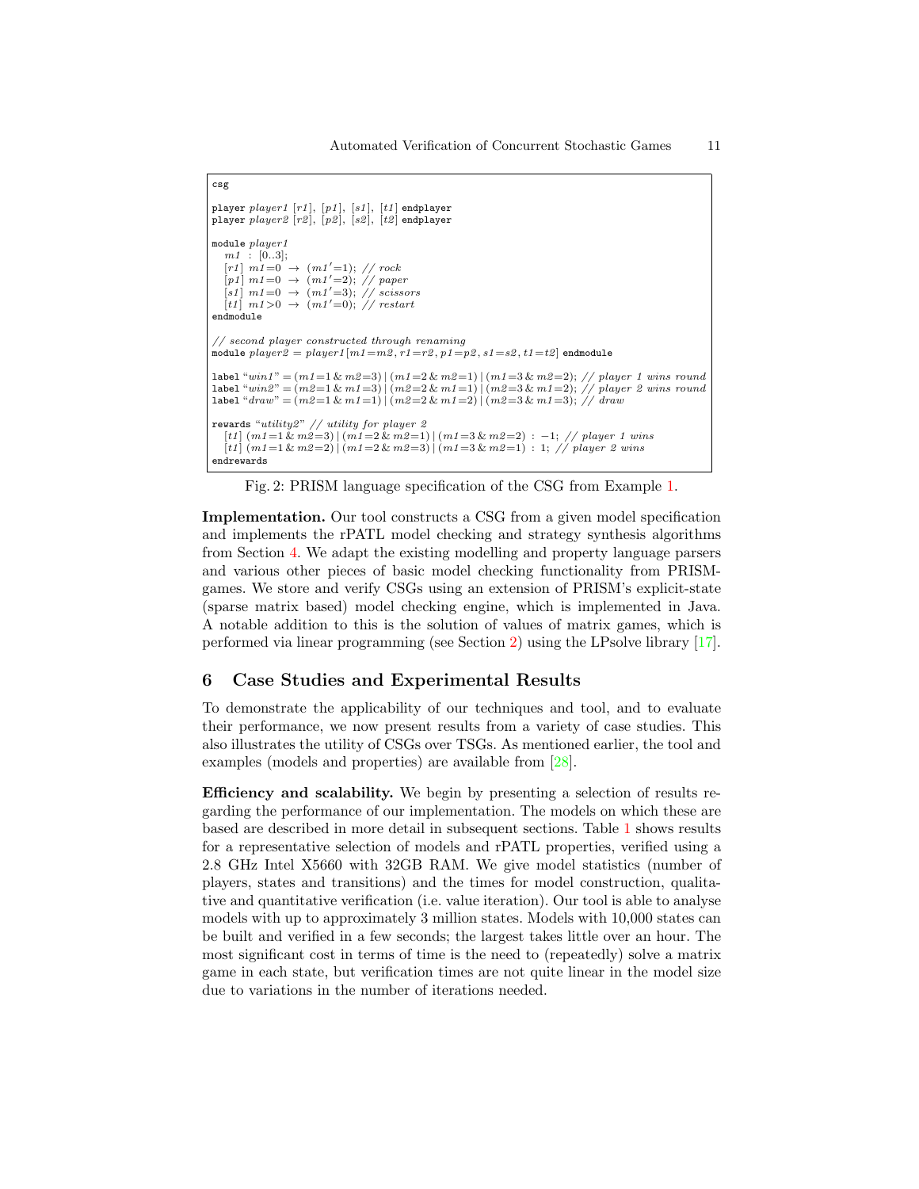```
csg

player player1 [r1], [p1], [s1], [t1] endplayer
player player2 [r2], [p2], [s2], [t2] endplayer

module player1
  m1 : [0..3];
  [r1] m1=0 → (m1'=1); // rock
  [p1] m1=0 → (m1'=2); // paper
  [s1] m1=0 → (m1'=3); // scissors
  [t1] m1>0 → (m1'=0); // restart
endmodule

// second player constructed through renaming
module player2 = player1[m1=m2, r1=r2, p1=p2, s1=s2, t1=t2] endmodule

label "win1" = (m1=1 & m2=3) | (m1=2 & m2=1) | (m1=3 & m2=2); // player 1 wins round
label "win2" = (m2=1 & m1=3) | (m2=2 & m1=1) | (m2=3 & m1=2); // player 2 wins round
label "draw" = (m2=1 & m1=1) | (m2=2 & m1=2) | (m2=3 & m1=3); // draw

rewards "utility2" // utility for player 2
  [t1] (m1=1 & m2=3) | (m1=2 & m2=1) | (m1=3 & m2=2) : −1; // player 1 wins
  [t1] (m1=1 & m2=2) | (m1=2 & m2=3) | (m1=3 & m2=1) : 1; // player 2 wins
endrewards
```

Fig. 2: PRISM language specification of the CSG from Example 1.

**Implementation.** Our tool constructs a CSG from a given model specification and implements the rPATL model checking and strategy synthesis algorithms from Section 4. We adapt the existing modelling and property language parsers and various other pieces of basic model checking functionality from PRISM-games. We store and verify CSGs using an extension of PRISM's explicit-state (sparse matrix based) model checking engine, which is implemented in Java. A notable addition to this is the solution of values of matrix games, which is performed via linear programming (see Section 2) using the LPsolve library [17].

## 6 Case Studies and Experimental Results

To demonstrate the applicability of our techniques and tool, and to evaluate their performance, we now present results from a variety of case studies. This also illustrates the utility of CSGs over TSGs. As mentioned earlier, the tool and examples (models and properties) are available from [28].

**Efficiency and scalability.** We begin by presenting a selection of results regarding the performance of our implementation. The models on which these are based are described in more detail in subsequent sections. Table 1 shows results for a representative selection of models and rPATL properties, verified using a 2.8 GHz Intel X5660 with 32GB RAM. We give model statistics (number of players, states and transitions) and the times for model construction, qualitative and quantitative verification (i.e. value iteration). Our tool is able to analyse models with up to approximately 3 million states. Models with 10,000 states can be built and verified in a few seconds; the largest takes little over an hour. The most significant cost in terms of time is the need to (repeatedly) solve a matrix game in each state, but verification times are not quite linear in the model size due to variations in the number of iterations needed.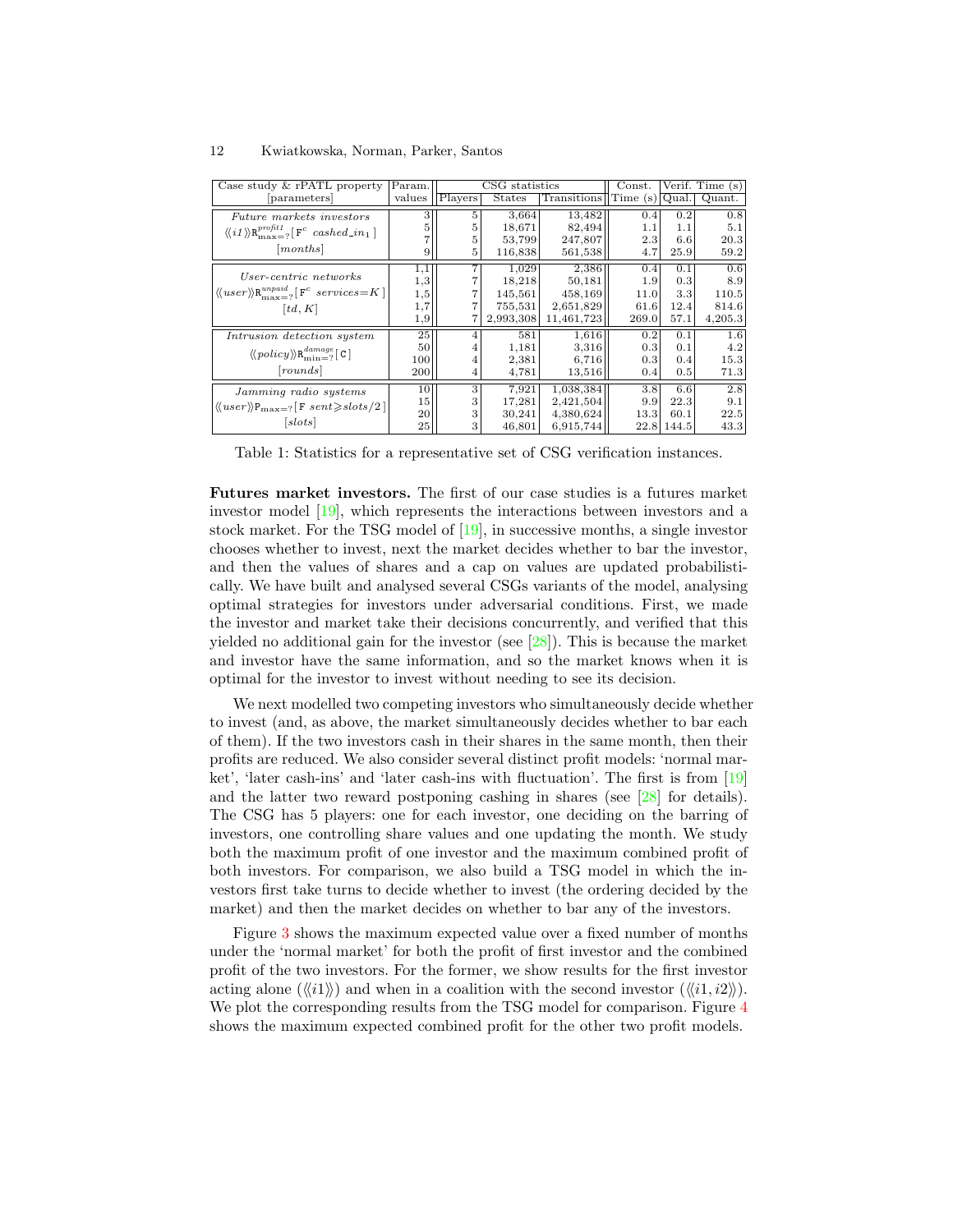| Case study & rPATL property [parameters] | Param. values | CSG statistics | | | Const. Time (s) | Verif. Time (s) | |
|---|---|---|---|---|---|---|---|
| | | Players | States | Transitions | | Qual. | Quant. |
| *Future markets investors* $\langle\langle i1 \rangle\rangle \mathtt{R}^{profit1}_{\max=?}[\,\mathtt{F}^{c}\ cashed\_in_1\,]$ [*months*] | 3 | 5 | 3,664 | 13,482 | 0.4 | 0.2 | 0.8 |
| | 5 | 5 | 18,671 | 82,494 | 1.1 | 1.1 | 5.1 |
| | 7 | 5 | 53,799 | 247,807 | 2.3 | 6.6 | 20.3 |
| | 9 | 5 | 116,838 | 561,538 | 4.7 | 25.9 | 59.2 |
| *User-centric networks* $\langle\langle user \rangle\rangle \mathtt{R}^{unpaid}_{\max=?}[\,\mathtt{F}^{c}\ services{=}K\,]$ [$td, K$] | 1,1 | 7 | 1,029 | 2,386 | 0.4 | 0.1 | 0.6 |
| | 1,3 | 7 | 18,218 | 50,181 | 1.9 | 0.3 | 8.9 |
| | 1,5 | 7 | 145,561 | 458,169 | 11.0 | 3.3 | 110.5 |
| | 1,7 | 7 | 755,531 | 2,651,829 | 61.6 | 12.4 | 814.6 |
| | 1,9 | 7 | 2,993,308 | 11,461,723 | 269.0 | 57.1 | 4,205.3 |
| *Intrusion detection system* $\langle\langle policy \rangle\rangle \mathtt{R}^{damage}_{\min=?}[\,\mathtt{C}\,]$ [*rounds*] | 25 | 4 | 581 | 1,616 | 0.2 | 0.1 | 1.6 |
| | 50 | 4 | 1,181 | 3,316 | 0.3 | 0.1 | 4.2 |
| | 100 | 4 | 2,381 | 6,716 | 0.3 | 0.4 | 15.3 |
| | 200 | 4 | 4,781 | 13,516 | 0.4 | 0.5 | 71.3 |
| *Jamming radio systems* $\langle\langle user \rangle\rangle \mathtt{P}_{\max=?}[\,\mathtt{F}\ sent{\geqslant}slots/2\,]$ [*slots*] | 10 | 3 | 7,921 | 1,038,384 | 3.8 | 6.6 | 2.8 |
| | 15 | 3 | 17,281 | 2,421,504 | 9.9 | 22.3 | 9.1 |
| | 20 | 3 | 30,241 | 4,380,624 | 13.3 | 60.1 | 22.5 |
| | 25 | 3 | 46,801 | 6,915,744 | 22.8 | 144.5 | 43.3 |

Table 1: Statistics for a representative set of CSG verification instances.

**Futures market investors.** The first of our case studies is a futures market investor model [19], which represents the interactions between investors and a stock market. For the TSG model of [19], in successive months, a single investor chooses whether to invest, next the market decides whether to bar the investor, and then the values of shares and a cap on values are updated probabilistically. We have built and analysed several CSGs variants of the model, analysing optimal strategies for investors under adversarial conditions. First, we made the investor and market take their decisions concurrently, and verified that this yielded no additional gain for the investor (see [28]). This is because the market and investor have the same information, and so the market knows when it is optimal for the investor to invest without needing to see its decision.

We next modelled two competing investors who simultaneously decide whether to invest (and, as above, the market simultaneously decides whether to bar each of them). If the two investors cash in their shares in the same month, then their profits are reduced. We also consider several distinct profit models: 'normal market', 'later cash-ins' and 'later cash-ins with fluctuation'. The first is from [19] and the latter two reward postponing cashing in shares (see [28] for details). The CSG has 5 players: one for each investor, one deciding on the barring of investors, one controlling share values and one updating the month. We study both the maximum profit of one investor and the maximum combined profit of both investors. For comparison, we also build a TSG model in which the investors first take turns to decide whether to invest (the ordering decided by the market) and then the market decides on whether to bar any of the investors.

Figure 3 shows the maximum expected value over a fixed number of months under the 'normal market' for both the profit of first investor and the combined profit of the two investors. For the former, we show results for the first investor acting alone ($\langle\langle i1 \rangle\rangle$) and when in a coalition with the second investor ($\langle\langle i1, i2 \rangle\rangle$). We plot the corresponding results from the TSG model for comparison. Figure 4 shows the maximum expected combined profit for the other two profit models.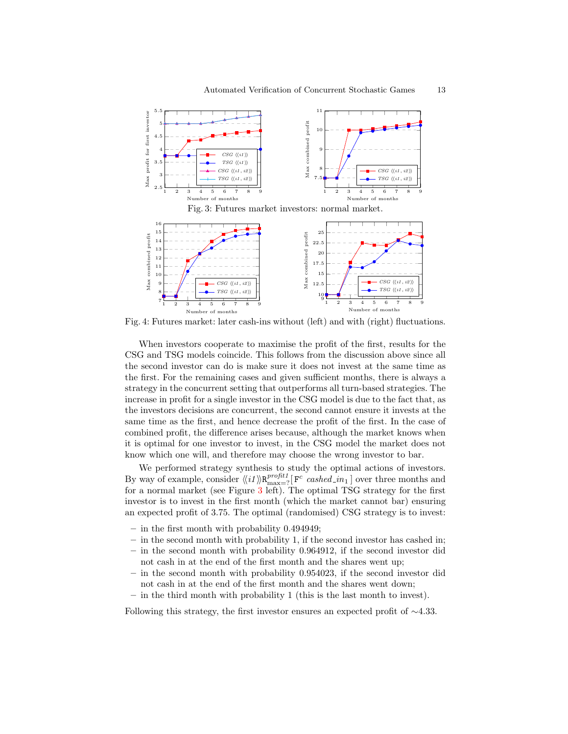Fig. 3: Futures market investors: normal market.

Fig. 4: Futures market: later cash-ins without (left) and with (right) fluctuations.

When investors cooperate to maximise the profit of the first, results for the CSG and TSG models coincide. This follows from the discussion above since all the second investor can do is make sure it does not invest at the same time as the first. For the remaining cases and given sufficient months, there is always a strategy in the concurrent setting that outperforms all turn-based strategies. The increase in profit for a single investor in the CSG model is due to the fact that, as the investors decisions are concurrent, the second cannot ensure it invests at the same time as the first, and hence decrease the profit of the first. In the case of combined profit, the difference arises because, although the market knows when it is optimal for one investor to invest, in the CSG model the market does not know which one will, and therefore may choose the wrong investor to bar.

We performed strategy synthesis to study the optimal actions of investors. By way of example, consider $\langle\langle i1 \rangle\rangle \mathtt{R}^{profit1}_{\max=?}[\,\mathtt{F}^{c}\ cashed\_in_1\,]$ over three months and for a normal market (see Figure 3 left). The optimal TSG strategy for the first investor is to invest in the first month (which the market cannot bar) ensuring an expected profit of 3.75. The optimal (randomised) CSG strategy is to invest:

- in the first month with probability 0.494949;
- in the second month with probability 1, if the second investor has cashed in;
- in the second month with probability 0.964912, if the second investor did not cash in at the end of the first month and the shares went up;
- in the second month with probability 0.954023, if the second investor did not cash in at the end of the first month and the shares went down;
- in the third month with probability 1 (this is the last month to invest).

Following this strategy, the first investor ensures an expected profit of $\sim$4.33.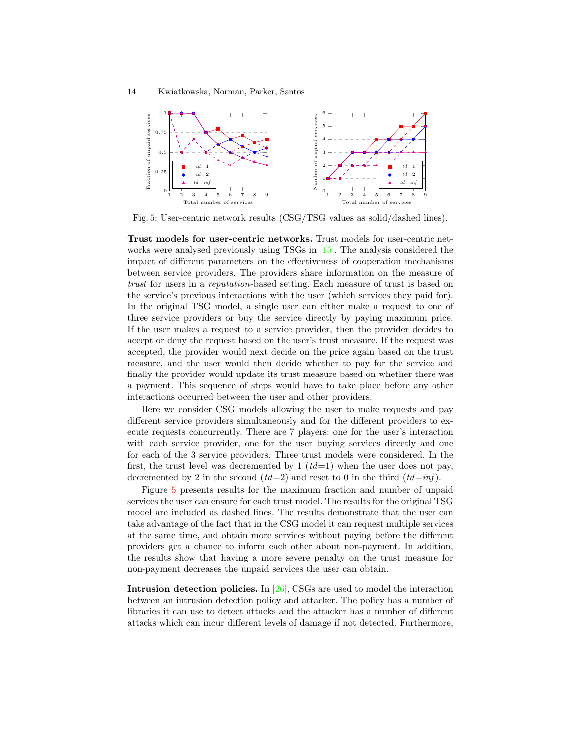Fig. 5: User-centric network results (CSG/TSG values as solid/dashed lines).

**Trust models for user-centric networks.** Trust models for user-centric networks were analysed previously using TSGs in [15]. The analysis considered the impact of different parameters on the effectiveness of cooperation mechanisms between service providers. The providers share information on the measure of *trust* for users in a *reputation*-based setting. Each measure of trust is based on the service's previous interactions with the user (which services they paid for). In the original TSG model, a single user can either make a request to one of three service providers or buy the service directly by paying maximum price. If the user makes a request to a service provider, then the provider decides to accept or deny the request based on the user's trust measure. If the request was accepted, the provider would next decide on the price again based on the trust measure, and the user would then decide whether to pay for the service and finally the provider would update its trust measure based on whether there was a payment. This sequence of steps would have to take place before any other interactions occurred between the user and other providers.

Here we consider CSG models allowing the user to make requests and pay different service providers simultaneously and for the different providers to execute requests concurrently. There are 7 players: one for the user's interaction with each service provider, one for the user buying services directly and one for each of the 3 service providers. Three trust models were considered. In the first, the trust level was decremented by 1 ($td{=}1$) when the user does not pay, decremented by 2 in the second ($td{=}2$) and reset to 0 in the third ($td{=}inf$).

Figure 5 presents results for the maximum fraction and number of unpaid services the user can ensure for each trust model. The results for the original TSG model are included as dashed lines. The results demonstrate that the user can take advantage of the fact that in the CSG model it can request multiple services at the same time, and obtain more services without paying before the different providers get a chance to inform each other about non-payment. In addition, the results show that having a more severe penalty on the trust measure for non-payment decreases the unpaid services the user can obtain.

**Intrusion detection policies.** In [26], CSGs are used to model the interaction between an intrusion detection policy and attacker. The policy has a number of libraries it can use to detect attacks and the attacker has a number of different attacks which can incur different levels of damage if not detected. Furthermore,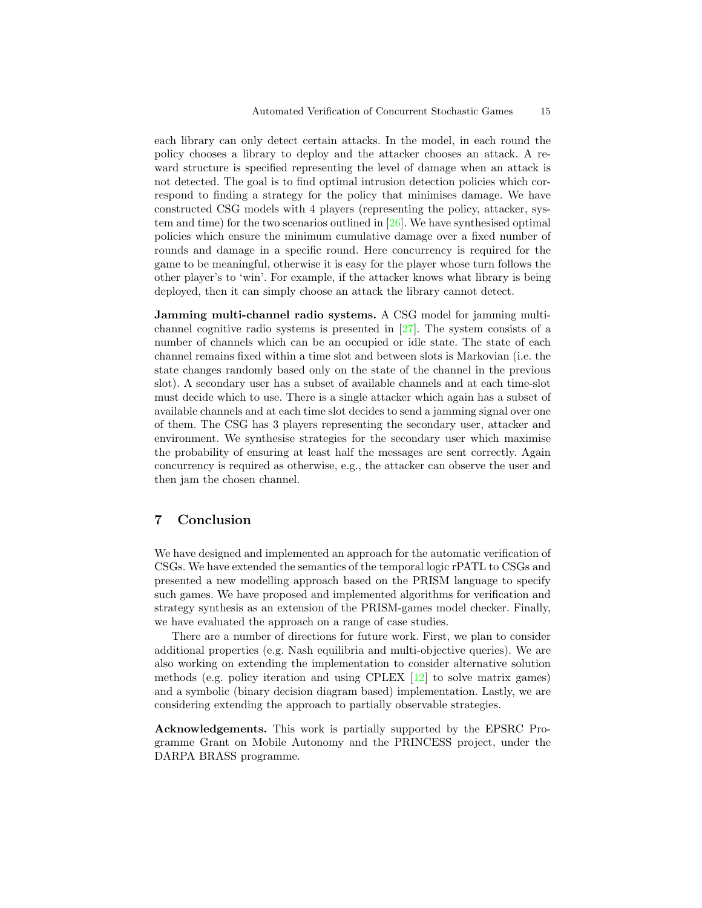each library can only detect certain attacks. In the model, in each round the policy chooses a library to deploy and the attacker chooses an attack. A reward structure is specified representing the level of damage when an attack is not detected. The goal is to find optimal intrusion detection policies which correspond to finding a strategy for the policy that minimises damage. We have constructed CSG models with 4 players (representing the policy, attacker, system and time) for the two scenarios outlined in [26]. We have synthesised optimal policies which ensure the minimum cumulative damage over a fixed number of rounds and damage in a specific round. Here concurrency is required for the game to be meaningful, otherwise it is easy for the player whose turn follows the other player's to 'win'. For example, if the attacker knows what library is being deployed, then it can simply choose an attack the library cannot detect.

**Jamming multi-channel radio systems.** A CSG model for jamming multi-channel cognitive radio systems is presented in [27]. The system consists of a number of channels which can be an occupied or idle state. The state of each channel remains fixed within a time slot and between slots is Markovian (i.e. the state changes randomly based only on the state of the channel in the previous slot). A secondary user has a subset of available channels and at each time-slot must decide which to use. There is a single attacker which again has a subset of available channels and at each time slot decides to send a jamming signal over one of them. The CSG has 3 players representing the secondary user, attacker and environment. We synthesise strategies for the secondary user which maximise the probability of ensuring at least half the messages are sent correctly. Again concurrency is required as otherwise, e.g., the attacker can observe the user and then jam the chosen channel.

## 7 Conclusion

We have designed and implemented an approach for the automatic verification of CSGs. We have extended the semantics of the temporal logic rPATL to CSGs and presented a new modelling approach based on the PRISM language to specify such games. We have proposed and implemented algorithms for verification and strategy synthesis as an extension of the PRISM-games model checker. Finally, we have evaluated the approach on a range of case studies.

There are a number of directions for future work. First, we plan to consider additional properties (e.g. Nash equilibria and multi-objective queries). We are also working on extending the implementation to consider alternative solution methods (e.g. policy iteration and using CPLEX [12] to solve matrix games) and a symbolic (binary decision diagram based) implementation. Lastly, we are considering extending the approach to partially observable strategies.

**Acknowledgements.** This work is partially supported by the EPSRC Programme Grant on Mobile Autonomy and the PRINCESS project, under the DARPA BRASS programme.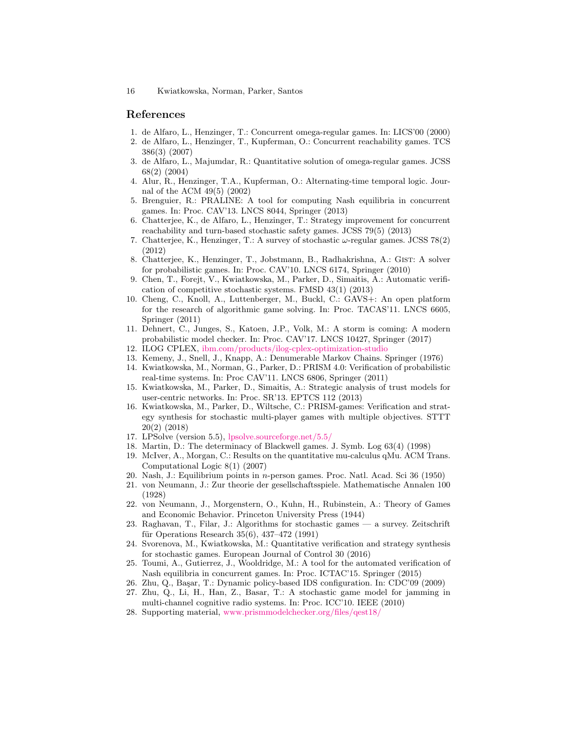## References

1. de Alfaro, L., Henzinger, T.: Concurrent omega-regular games. In: LICS'00 (2000)
2. de Alfaro, L., Henzinger, T., Kupferman, O.: Concurrent reachability games. TCS 386(3) (2007)
3. de Alfaro, L., Majumdar, R.: Quantitative solution of omega-regular games. JCSS 68(2) (2004)
4. Alur, R., Henzinger, T.A., Kupferman, O.: Alternating-time temporal logic. Journal of the ACM 49(5) (2002)
5. Brenguier, R.: PRALINE: A tool for computing Nash equilibria in concurrent games. In: Proc. CAV'13. LNCS 8044, Springer (2013)
6. Chatterjee, K., de Alfaro, L., Henzinger, T.: Strategy improvement for concurrent reachability and turn-based stochastic safety games. JCSS 79(5) (2013)
7. Chatterjee, K., Henzinger, T.: A survey of stochastic $\omega$-regular games. JCSS 78(2) (2012)
8. Chatterjee, K., Henzinger, T., Jobstmann, B., Radhakrishna, A.: Gist: A solver for probabilistic games. In: Proc. CAV'10. LNCS 6174, Springer (2010)
9. Chen, T., Forejt, V., Kwiatkowska, M., Parker, D., Simaitis, A.: Automatic verification of competitive stochastic systems. FMSD 43(1) (2013)
10. Cheng, C., Knoll, A., Luttenberger, M., Buckl, C.: GAVS+: An open platform for the research of algorithmic game solving. In: Proc. TACAS'11. LNCS 6605, Springer (2011)
11. Dehnert, C., Junges, S., Katoen, J.P., Volk, M.: A storm is coming: A modern probabilistic model checker. In: Proc. CAV'17. LNCS 10427, Springer (2017)
12. ILOG CPLEX, ibm.com/products/ilog-cplex-optimization-studio
13. Kemeny, J., Snell, J., Knapp, A.: Denumerable Markov Chains. Springer (1976)
14. Kwiatkowska, M., Norman, G., Parker, D.: PRISM 4.0: Verification of probabilistic real-time systems. In: Proc CAV'11. LNCS 6806, Springer (2011)
15. Kwiatkowska, M., Parker, D., Simaitis, A.: Strategic analysis of trust models for user-centric networks. In: Proc. SR'13. EPTCS 112 (2013)
16. Kwiatkowska, M., Parker, D., Wiltsche, C.: PRISM-games: Verification and strategy synthesis for stochastic multi-player games with multiple objectives. STTT 20(2) (2018)
17. LPSolve (version 5.5), lpsolve.sourceforge.net/5.5/
18. Martin, D.: The determinacy of Blackwell games. J. Symb. Log 63(4) (1998)
19. McIver, A., Morgan, C.: Results on the quantitative mu-calculus qMu. ACM Trans. Computational Logic 8(1) (2007)
20. Nash, J.: Equilibrium points in $n$-person games. Proc. Natl. Acad. Sci 36 (1950)
21. von Neumann, J.: Zur theorie der gesellschaftsspiele. Mathematische Annalen 100 (1928)
22. von Neumann, J., Morgenstern, O., Kuhn, H., Rubinstein, A.: Theory of Games and Economic Behavior. Princeton University Press (1944)
23. Raghavan, T., Filar, J.: Algorithms for stochastic games — a survey. Zeitschrift für Operations Research 35(6), 437–472 (1991)
24. Svorenova, M., Kwiatkowska, M.: Quantitative verification and strategy synthesis for stochastic games. European Journal of Control 30 (2016)
25. Toumi, A., Gutierrez, J., Wooldridge, M.: A tool for the automated verification of Nash equilibria in concurrent games. In: Proc. ICTAC'15. Springer (2015)
26. Zhu, Q., Başar, T.: Dynamic policy-based IDS configuration. In: CDC'09 (2009)
27. Zhu, Q., Li, H., Han, Z., Basar, T.: A stochastic game model for jamming in multi-channel cognitive radio systems. In: Proc. ICC'10. IEEE (2010)
28. Supporting material, www.prismmodelchecker.org/files/qest18/